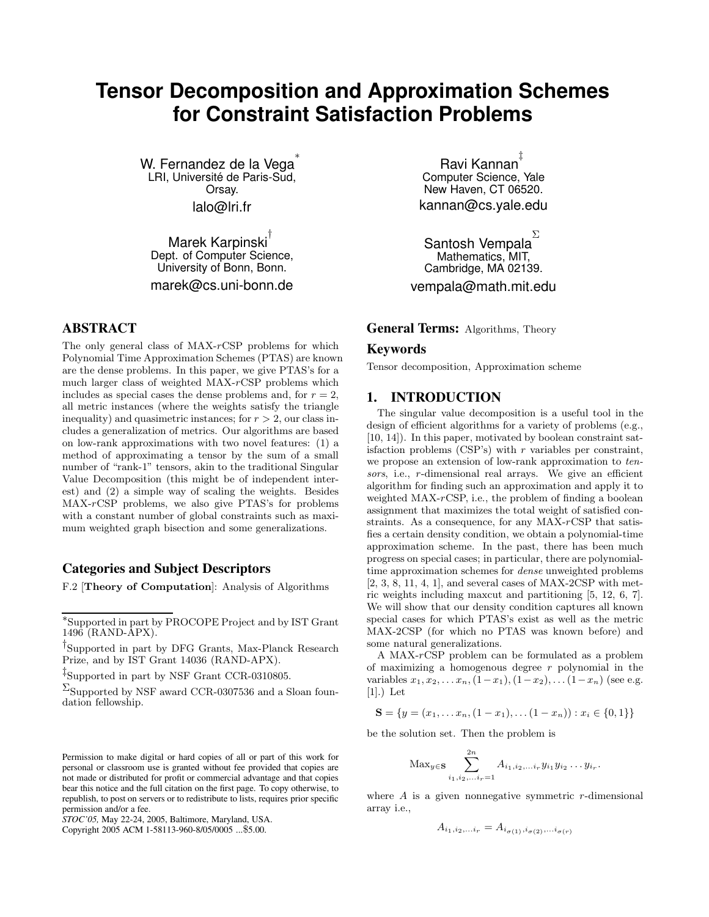# Tensor Decomposition and Approximation Schemes for Constraint Satisfaction Problems

W. Fernandez de la Vega[*]
LRI, Université de Paris-Sud, Orsay.
lalo@lri.fr

Ravi Kannan[‡]
Computer Science, Yale
New Haven, CT 06520.
kannan@cs.yale.edu

Marek Karpinski[†]
Dept. of Computer Science, University of Bonn, Bonn.
marek@cs.uni-bonn.de

Santosh Vempala[Σ]
Mathematics, MIT, Cambridge, MA 02139.
vempala@math.mit.edu

## ABSTRACT

The only general class of MAX-$r$CSP problems for which Polynomial Time Approximation Schemes (PTAS) are known are the dense problems. In this paper, we give PTAS's for a much larger class of weighted MAX-$r$CSP problems which includes as special cases the dense problems and, for $r = 2$, all metric instances (where the weights satisfy the triangle inequality) and quasimetric instances; for $r > 2$, our class includes a generalization of metrics. Our algorithms are based on low-rank approximations with two novel features: (1) a method of approximating a tensor by the sum of a small number of "rank-1" tensors, akin to the traditional Singular Value Decomposition (this might be of independent interest) and (2) a simple way of scaling the weights. Besides MAX-$r$CSP problems, we also give PTAS's for problems with a constant number of global constraints such as maximum weighted graph bisection and some generalizations.

### Categories and Subject Descriptors

F.2 [**Theory of Computation**]: Analysis of Algorithms

[*]Supported in part by PROCOPE Project and by IST Grant 1496 (RAND-APX).

[†]Supported in part by DFG Grants, Max-Planck Research Prize, and by IST Grant 14036 (RAND-APX).

[‡]Supported in part by NSF Grant CCR-0310805.

[Σ]Supported by NSF award CCR-0307536 and a Sloan foundation fellowship.

Permission to make digital or hard copies of all or part of this work for personal or classroom use is granted without fee provided that copies are not made or distributed for profit or commercial advantage and that copies bear this notice and the full citation on the first page. To copy otherwise, to republish, to post on servers or to redistribute to lists, requires prior specific permission and/or a fee.
*STOC'05,* May 22-24, 2005, Baltimore, Maryland, USA.
Copyright 2005 ACM 1-58113-960-8/05/0005 ...$5.00.

**General Terms:** Algorithms, Theory

## Keywords

Tensor decomposition, Approximation scheme

## 1. INTRODUCTION

The singular value decomposition is a useful tool in the design of efficient algorithms for a variety of problems (e.g., [10, 14]). In this paper, motivated by boolean constraint satisfaction problems (CSP's) with $r$ variables per constraint, we propose an extension of low-rank approximation to *tensors*, i.e., $r$-dimensional real arrays. We give an efficient algorithm for finding such an approximation and apply it to weighted MAX-$r$CSP, i.e., the problem of finding a boolean assignment that maximizes the total weight of satisfied constraints. As a consequence, for any MAX-$r$CSP that satisfies a certain density condition, we obtain a polynomial-time approximation scheme. In the past, there has been much progress on special cases; in particular, there are polynomial-time approximation schemes for *dense* unweighted problems [2, 3, 8, 11, 4, 1], and several cases of MAX-2CSP with metric weights including maxcut and partitioning [5, 12, 6, 7]. We will show that our density condition captures all known special cases for which PTAS's exist as well as the metric MAX-2CSP (for which no PTAS was known before) and some natural generalizations.

A MAX-$r$CSP problem can be formulated as a problem of maximizing a homogenous degree $r$ polynomial in the variables $x_1, x_2, \ldots x_n, (1-x_1), (1-x_2), \ldots (1-x_n)$ (see e.g. [1].) Let

$$\mathbf{S} = \{y = (x_1, \ldots x_n, (1-x_1), \ldots (1-x_n)) : x_i \in \{0,1\}\}$$

be the solution set. Then the problem is

$$\text{Max}_{y \in \mathbf{S}} \sum_{i_1, i_2, \ldots i_r = 1}^{2n} A_{i_1, i_2, \ldots i_r} y_{i_1} y_{i_2} \ldots y_{i_r}.$$

where $A$ is a given nonnegative symmetric $r$-dimensional array i.e.,

$$A_{i_1, i_2, \ldots i_r} = A_{i_{\sigma(1)}, i_{\sigma(2)}, \ldots i_{\sigma(r)}}$$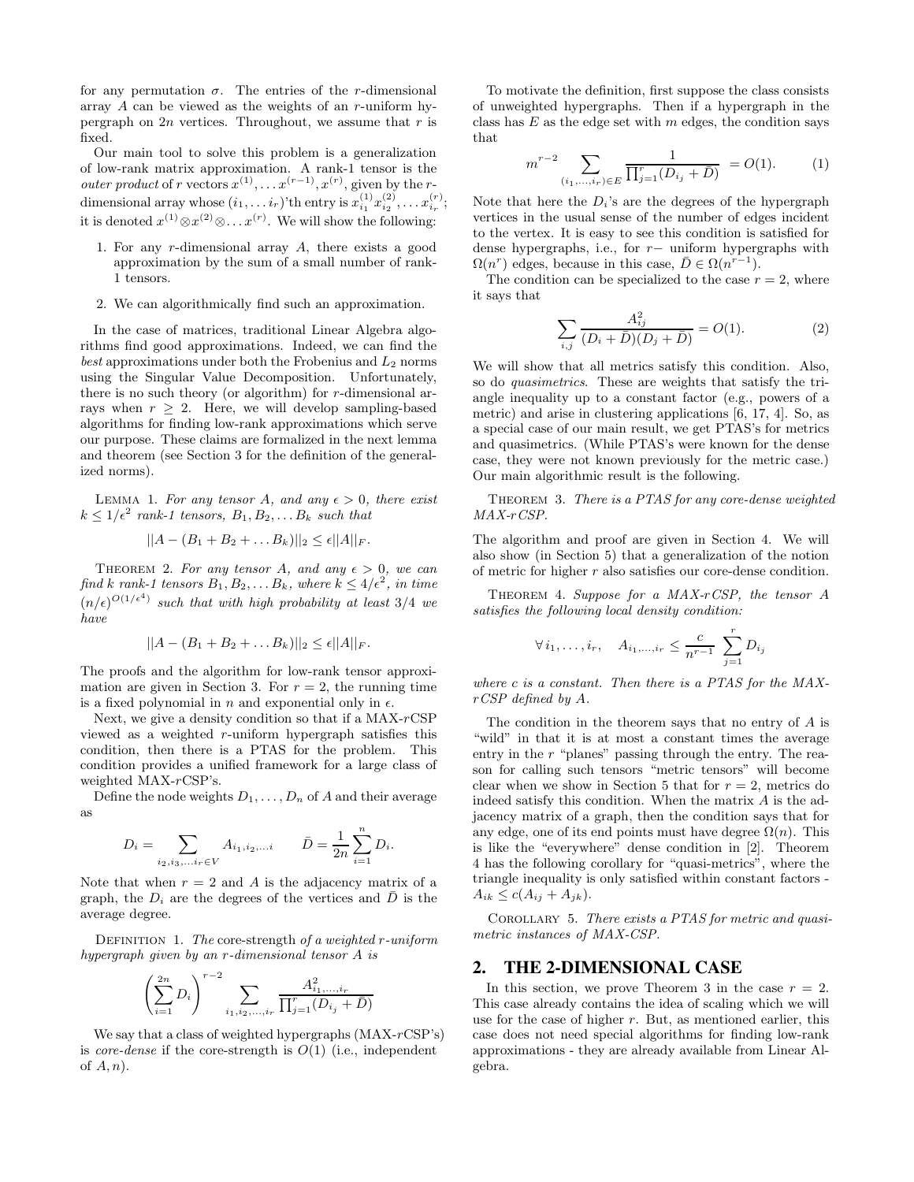for any permutation $\sigma$. The entries of the $r$-dimensional array $A$ can be viewed as the weights of an $r$-uniform hypergraph on $2n$ vertices. Throughout, we assume that $r$ is fixed.

Our main tool to solve this problem is a generalization of low-rank matrix approximation. A rank-1 tensor is the *outer product* of $r$ vectors $x^{(1)}, \ldots x^{(r-1)}, x^{(r)}$, given by the $r$-dimensional array whose $(i_1, \ldots i_r)$'th entry is $x^{(1)}_{i_1} x^{(2)}_{i_2}, \ldots x^{(r)}_{i_r}$; it is denoted $x^{(1)} \otimes x^{(2)} \otimes \ldots x^{(r)}$. We will show the following:

1. For any $r$-dimensional array $A$, there exists a good approximation by the sum of a small number of rank-1 tensors.
2. We can algorithmically find such an approximation.

In the case of matrices, traditional Linear Algebra algorithms find good approximations. Indeed, we can find the *best* approximations under both the Frobenius and $L_2$ norms using the Singular Value Decomposition. Unfortunately, there is no such theory (or algorithm) for $r$-dimensional arrays when $r \geq 2$. Here, we will develop sampling-based algorithms for finding low-rank approximations which serve our purpose. These claims are formalized in the next lemma and theorem (see Section 3 for the definition of the generalized norms).

Lemma 1. *For any tensor $A$, and any $\epsilon > 0$, there exist $k \leq 1/\epsilon^2$ rank-1 tensors, $B_1, B_2, \ldots B_k$ such that*

$$||A - (B_1 + B_2 + \ldots B_k)||_2 \leq \epsilon ||A||_F.$$

Theorem 2. *For any tensor $A$, and any $\epsilon > 0$, we can find $k$ rank-1 tensors $B_1, B_2, \ldots B_k$, where $k \leq 4/\epsilon^2$, in time $(n/\epsilon)^{O(1/\epsilon^4)}$ such that with high probability at least $3/4$ we have*

$$||A - (B_1 + B_2 + \ldots B_k)||_2 \leq \epsilon ||A||_F.$$

The proofs and the algorithm for low-rank tensor approximation are given in Section 3. For $r = 2$, the running time is a fixed polynomial in $n$ and exponential only in $\epsilon$.

Next, we give a density condition so that if a MAX-$r$CSP viewed as a weighted $r$-uniform hypergraph satisfies this condition, then there is a PTAS for the problem. This condition provides a unified framework for a large class of weighted MAX-$r$CSP's.

Define the node weights $D_1, \ldots, D_n$ of $A$ and their average as

$$D_i = \sum_{i_2, i_3, \ldots i_r \in V} A_{i_1, i_2, \ldots i} \qquad \bar{D} = \frac{1}{2n} \sum_{i=1}^{n} D_i.$$

Note that when $r = 2$ and $A$ is the adjacency matrix of a graph, the $D_i$ are the degrees of the vertices and $\bar{D}$ is the average degree.

Definition 1. *The* core-strength *of a weighted $r$-uniform hypergraph given by an $r$-dimensional tensor $A$ is*

$$\left(\sum_{i=1}^{2n} D_i\right)^{r-2} \sum_{i_1, i_2, \ldots, i_r} \frac{A^2_{i_1, \ldots, i_r}}{\prod_{j=1}^{r} (D_{i_j} + \bar{D})}$$

We say that a class of weighted hypergraphs (MAX-$r$CSP's) is *core-dense* if the core-strength is $O(1)$ (i.e., independent of $A, n$).

To motivate the definition, first suppose the class consists of unweighted hypergraphs. Then if a hypergraph in the class has $E$ as the edge set with $m$ edges, the condition says that

$$m^{r-2} \sum_{(i_1, \ldots, i_r) \in E} \frac{1}{\prod_{j=1}^{r} (D_{i_j} + \bar{D})} = O(1). \qquad (1)$$

Note that here the $D_i$'s are the degrees of the hypergraph vertices in the usual sense of the number of edges incident to the vertex. It is easy to see this condition is satisfied for dense hypergraphs, i.e., for $r-$ uniform hypergraphs with $\Omega(n^r)$ edges, because in this case, $\bar{D} \in \Omega(n^{r-1})$.

The condition can be specialized to the case $r = 2$, where it says that

$$\sum_{i,j} \frac{A^2_{ij}}{(D_i + \bar{D})(D_j + \bar{D})} = O(1). \qquad (2)$$

We will show that all metrics satisfy this condition. Also, so do *quasimetrics*. These are weights that satisfy the triangle inequality up to a constant factor (e.g., powers of a metric) and arise in clustering applications [6, 17, 4]. So, as a special case of our main result, we get PTAS's for metrics and quasimetrics. (While PTAS's were known for the dense case, they were not known previously for the metric case.) Our main algorithmic result is the following.

Theorem 3. *There is a PTAS for any core-dense weighted MAX-$r$CSP.*

The algorithm and proof are given in Section 4. We will also show (in Section 5) that a generalization of the notion of metric for higher $r$ also satisfies our core-dense condition.

Theorem 4. *Suppose for a MAX-$r$CSP, the tensor $A$ satisfies the following local density condition:*

$$\forall\, i_1, \ldots, i_r, \quad A_{i_1, \ldots, i_r} \leq \frac{c}{n^{r-1}} \sum_{j=1}^{r} D_{i_j}$$

*where $c$ is a constant. Then there is a PTAS for the MAX-$r$CSP defined by $A$.*

The condition in the theorem says that no entry of $A$ is "wild" in that it is at most a constant times the average entry in the $r$ "planes" passing through the entry. The reason for calling such tensors "metric tensors" will become clear when we show in Section 5 that for $r = 2$, metrics do indeed satisfy this condition. When the matrix $A$ is the adjacency matrix of a graph, then the condition says that for any edge, one of its end points must have degree $\Omega(n)$. This is like the "everywhere" dense condition in [2]. Theorem 4 has the following corollary for "quasi-metrics", where the triangle inequality is only satisfied within constant factors - $A_{ik} \leq c(A_{ij} + A_{jk})$.

Corollary 5. *There exists a PTAS for metric and quasimetric instances of MAX-CSP.*

## 2. THE 2-DIMENSIONAL CASE

In this section, we prove Theorem 3 in the case $r = 2$. This case already contains the idea of scaling which we will use for the case of higher $r$. But, as mentioned earlier, this case does not need special algorithms for finding low-rank approximations - they are already available from Linear Algebra.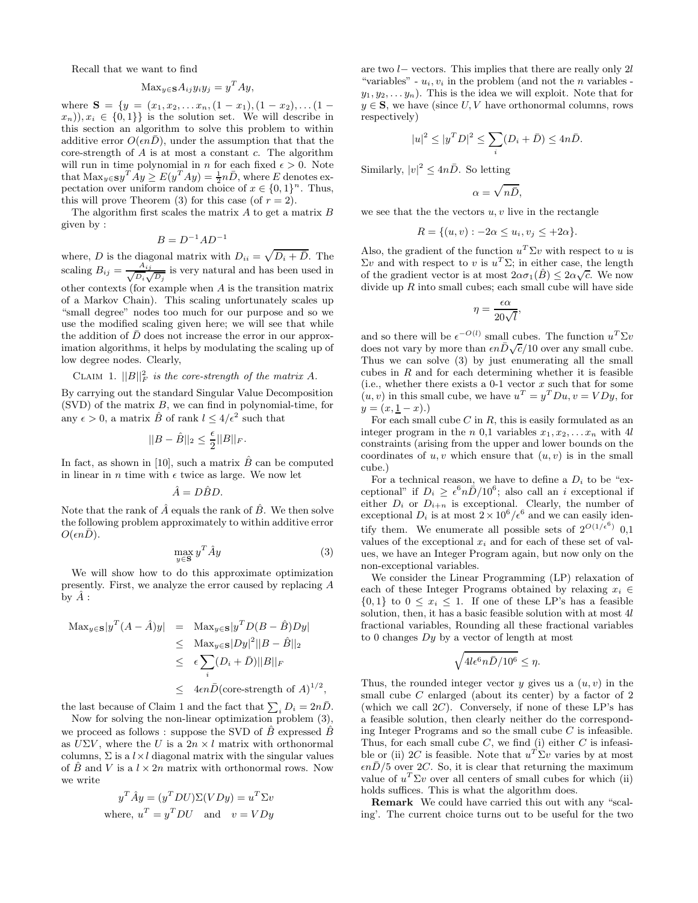Recall that we want to find

$$\text{Max}_{y \in \mathbf{S}} A_{ij} y_i y_j = y^T A y,$$

where $\mathbf{S} = \{y = (x_1, x_2, \ldots x_n, (1-x_1), (1-x_2), \ldots (1-x_n)), x_i \in \{0,1\}\}$ is the solution set. We will describe in this section an algorithm to solve this problem to within additive error $O(\epsilon n\bar{D})$, under the assumption that the core-strength of $A$ is at most a constant $c$. The algorithm will run in time polynomial in $n$ for each fixed $\epsilon > 0$. Note that $\text{Max}_{y \in \mathbf{S}} y^T A y \geq E(y^T A y) = \frac{1}{2} n\bar{D}$, where $E$ denotes expectation over uniform random choice of $x \in \{0,1\}^n$. Thus, this will prove Theorem (3) for this case (of $r = 2$).

The algorithm first scales the matrix $A$ to get a matrix $B$ given by :

$$B = D^{-1} A D^{-1}$$

where, $D$ is the diagonal matrix with $D_{ii} = \sqrt{D_i + \bar{D}}$. The scaling $B_{ij} = \frac{A_{ij}}{\sqrt{D_i}\sqrt{D_j}}$ is very natural and has been used in other contexts (for example when $A$ is the transition matrix of a Markov Chain). This scaling unfortunately scales up "small degree" nodes too much for our purpose and so we use the modified scaling given here; we will see that while the addition of $\bar{D}$ does not increase the error in our approximation algorithms, it helps by modulating the scaling up of low degree nodes. Clearly,

Claim 1. *$||B||_F^2$ is the core-strength of the matrix $A$.*

By carrying out the standard Singular Value Decomposition (SVD) of the matrix $B$, we can find in polynomial-time, for any $\epsilon > 0$, a matrix $\hat{B}$ of rank $l \leq 4/\epsilon^2$ such that

$$||B - \hat{B}||_2 \leq \frac{\epsilon}{2} ||B||_F.$$

In fact, as shown in [10], such a matrix $\hat{B}$ can be computed in linear in $n$ time with $\epsilon$ twice as large. We now let

$$\hat{A} = D\hat{B}D.$$

Note that the rank of $\hat{A}$ equals the rank of $\hat{B}$. We then solve the following problem approximately to within additive error $O(\epsilon n\bar{D})$.

$$\max_{y \in \mathbf{S}} y^T \hat{A} y \tag{3}$$

We will show how to do this approximate optimization presently. First, we analyze the error caused by replacing $A$ by $\hat{A}$ :

$$\begin{aligned}
\text{Max}_{y \in \mathbf{S}} |y^T (A - \hat{A}) y| &= \text{Max}_{y \in \mathbf{S}} |y^T D(B - \hat{B}) D y| \\
&\leq \text{Max}_{y \in \mathbf{S}} |Dy|^2 ||B - \hat{B}||_2 \\
&\leq \epsilon \sum_i (D_i + \bar{D}) ||B||_F \\
&\leq 4\epsilon n\bar{D} (\text{core-strength of } A)^{1/2},
\end{aligned}$$

the last because of Claim 1 and the fact that $\sum_i D_i = 2n\bar{D}$.

Now for solving the non-linear optimization problem (3), we proceed as follows : suppose the SVD of $\hat{B}$ expressed $\hat{B}$ as $U\Sigma V$, where the $U$ is a $2n \times l$ matrix with orthonormal columns, $\Sigma$ is a $l \times l$ diagonal matrix with the singular values of $\hat{B}$ and $V$ is a $l \times 2n$ matrix with orthonormal rows. Now we write

$$\begin{aligned}
y^T \hat{A} y &= (y^T D U) \Sigma (V D y) = u^T \Sigma v \\
\text{where, } u^T &= y^T D U \quad \text{and} \quad v = V D y
\end{aligned}$$

are two $l-$ vectors. This implies that there are really only $2l$ "variables" - $u_i, v_i$ in the problem (and not the $n$ variables - $y_1, y_2, \ldots y_n$). This is the idea we will exploit. Note that for $y \in \mathbf{S}$, we have (since $U, V$ have orthonormal columns, rows respectively)

$$|u|^2 \leq |y^T D|^2 \leq \sum_i (D_i + \bar{D}) \leq 4n\bar{D}.$$

Similarly, $|v|^2 \leq 4n\bar{D}$. So letting

$$\alpha = \sqrt{n\bar{D}},$$

we see that the the vectors $u, v$ live in the rectangle

$$R = \{(u, v) : -2\alpha \leq u_i, v_j \leq +2\alpha\}.$$

Also, the gradient of the function $u^T \Sigma v$ with respect to $u$ is $\Sigma v$ and with respect to $v$ is $u^T \Sigma$; in either case, the length of the gradient vector is at most $2\alpha\sigma_1(\hat{B}) \leq 2\alpha\sqrt{c}$. We now divide up $R$ into small cubes; each small cube will have side

$$\eta = \frac{\epsilon\alpha}{20\sqrt{l}},$$

and so there will be $\epsilon^{-O(l)}$ small cubes. The function $u^T \Sigma v$ does not vary by more than $\epsilon n\bar{D}\sqrt{c}/10$ over any small cube. Thus we can solve (3) by just enumerating all the small cubes in $R$ and for each determining whether it is feasible (i.e., whether there exists a 0-1 vector $x$ such that for some $(u, v)$ in this small cube, we have $u^T = y^T D u, v = V D y$, for $y = (x, \underline{1} - x)$.)

For each small cube $C$ in $R$, this is easily formulated as an integer program in the $n$ 0,1 variables $x_1, x_2, \ldots x_n$ with $4l$ constraints (arising from the upper and lower bounds on the coordinates of $u, v$ which ensure that $(u, v)$ is in the small cube.)

For a technical reason, we have to define a $D_i$ to be "exceptional" if $D_i \geq \epsilon^6 n\bar{D}/10^6$; also call an $i$ exceptional if either $D_i$ or $D_{i+n}$ is exceptional. Clearly, the number of exceptional $D_i$ is at most $2 \times 10^6/\epsilon^6$ and we can easily identify them. We enumerate all possible sets of $2^{O(1/\epsilon^6)}$ 0,1 values of the exceptional $x_i$ and for each of these set of values, we have an Integer Program again, but now only on the non-exceptional variables.

We consider the Linear Programming (LP) relaxation of each of these Integer Programs obtained by relaxing $x_i \in \{0,1\}$ to $0 \leq x_i \leq 1$. If one of these LP's has a feasible solution, then, it has a basic feasible solution with at most $4l$ fractional variables, Rounding all these fractional variables to 0 changes $Dy$ by a vector of length at most

$$\sqrt{4l\epsilon^6 n\bar{D}/10^6} \leq \eta.$$

Thus, the rounded integer vector $y$ gives us a $(u, v)$ in the small cube $C$ enlarged (about its center) by a factor of 2 (which we call $2C$). Conversely, if none of these LP's has a feasible solution, then clearly neither do the corresponding Integer Programs and so the small cube $C$ is infeasible. Thus, for each small cube $C$, we find (i) either $C$ is infeasible or (ii) $2C$ is feasible. Note that $u^T \Sigma v$ varies by at most $\epsilon n\bar{D}/5$ over $2C$. So, it is clear that returning the maximum value of $u^T \Sigma v$ over all centers of small cubes for which (ii) holds suffices. This is what the algorithm does.

**Remark** We could have carried this out with any "scaling'. The current choice turns out to be useful for the two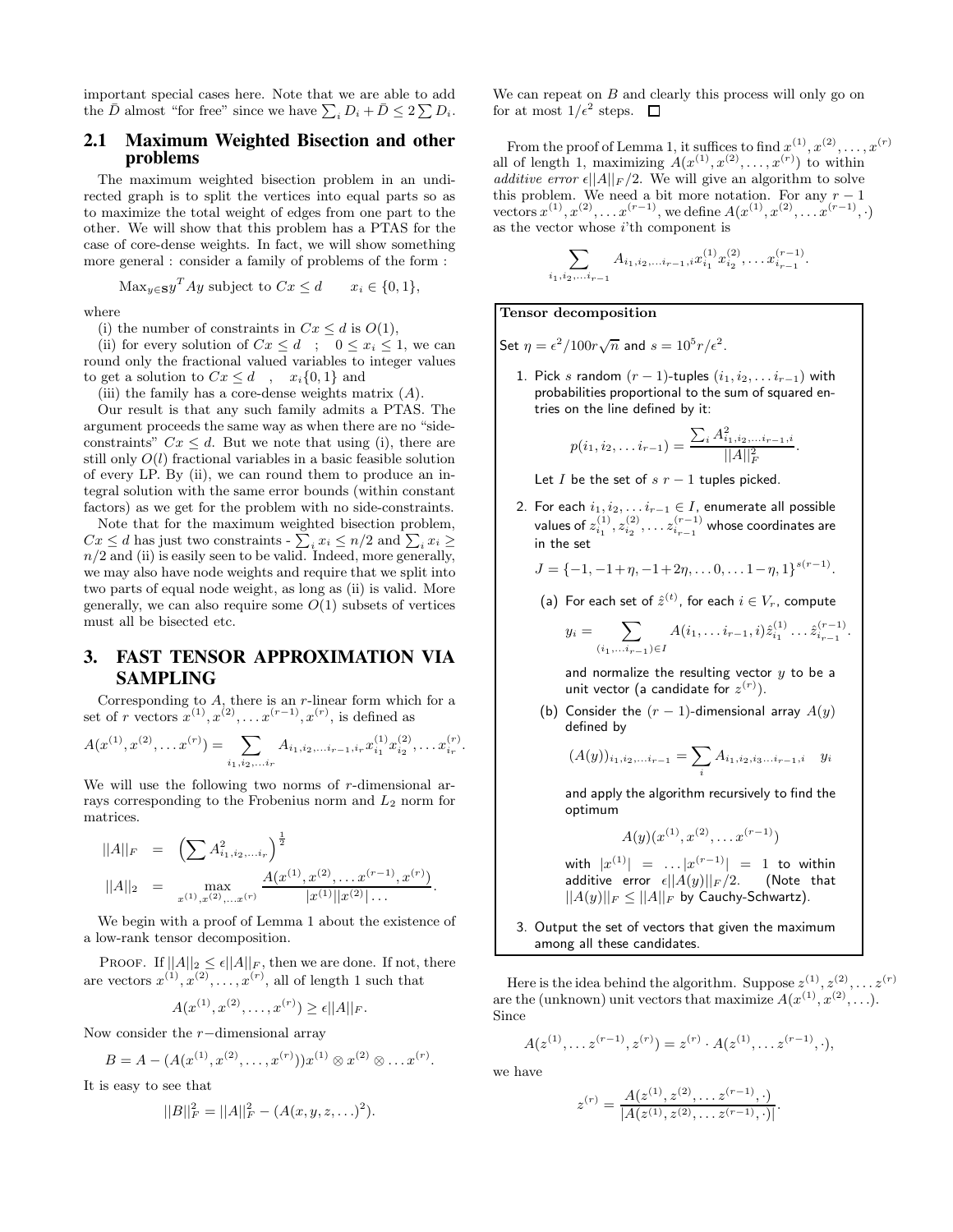important special cases here. Note that we are able to add the $\bar{D}$ almost "for free" since we have $\sum_i D_i + \bar{D} \leq 2 \sum D_i$.

## 2.1 Maximum Weighted Bisection and other problems

The maximum weighted bisection problem in an undirected graph is to split the vertices into equal parts so as to maximize the total weight of edges from one part to the other. We will show that this problem has a PTAS for the case of core-dense weights. In fact, we will show something more general : consider a family of problems of the form :

$$\text{Max}_{y \in \mathbf{S}} y^T A y \text{ subject to } Cx \leq d \qquad x_i \in \{0, 1\},$$

where

(i) the number of constraints in $Cx \leq d$ is $O(1)$,

(ii) for every solution of $Cx \leq d$ ; $0 \leq x_i \leq 1$, we can round only the fractional valued variables to integer values to get a solution to $Cx \leq d$ , $x_i \{0, 1\}$ and

(iii) the family has a core-dense weights matrix $(A)$.

Our result is that any such family admits a PTAS. The argument proceeds the same way as when there are no "side-constraints" $Cx \leq d$. But we note that using (i), there are still only $O(l)$ fractional variables in a basic feasible solution of every LP. By (ii), we can round them to produce an integral solution with the same error bounds (within constant factors) as we get for the problem with no side-constraints.

Note that for the maximum weighted bisection problem, $Cx \leq d$ has just two constraints - $\sum_i x_i \leq n/2$ and $\sum_i x_i \geq n/2$ and (ii) is easily seen to be valid. Indeed, more generally, we may also have node weights and require that we split into two parts of equal node weight, as long as (ii) is valid. More generally, we can also require some $O(1)$ subsets of vertices must all be bisected etc.

# 3. FAST TENSOR APPROXIMATION VIA SAMPLING

Corresponding to $A$, there is an $r$-linear form which for a set of $r$ vectors $x^{(1)}, x^{(2)}, \ldots x^{(r-1)}, x^{(r)}$, is defined as

$$A(x^{(1)}, x^{(2)}, \ldots x^{(r)}) = \sum_{i_1, i_2, \ldots i_r} A_{i_1, i_2, \ldots i_{r-1}, i_r} x^{(1)}_{i_1} x^{(2)}_{i_2}, \ldots x^{(r)}_{i_r}.$$

We will use the following two norms of $r$-dimensional arrays corresponding to the Frobenius norm and $L_2$ norm for matrices.

$$||A||_F = \left( \sum A^2_{i_1, i_2, \ldots i_r} \right)^{\frac{1}{2}}$$

$$||A||_2 = \max_{x^{(1)}, x^{(2)}, \ldots x^{(r)}} \frac{A(x^{(1)}, x^{(2)}, \ldots x^{(r-1)}, x^{(r)})}{|x^{(1)}||x^{(2)}| \ldots}.$$

We begin with a proof of Lemma 1 about the existence of a low-rank tensor decomposition.

Proof. If $||A||_2 \leq \epsilon ||A||_F$, then we are done. If not, there are vectors $x^{(1)}, x^{(2)}, \ldots, x^{(r)}$, all of length 1 such that

$$A(x^{(1)}, x^{(2)}, \ldots, x^{(r)}) \geq \epsilon ||A||_F.$$

Now consider the $r-$dimensional array

$$B = A - (A(x^{(1)}, x^{(2)}, \ldots, x^{(r)}))x^{(1)} \otimes x^{(2)} \otimes \ldots x^{(r)}.$$

It is easy to see that

$$||B||^2_F = ||A||^2_F - (A(x, y, z, \ldots)^2).$$

We can repeat on $B$ and clearly this process will only go on for at most $1/\epsilon^2$ steps. $\square$

From the proof of Lemma 1, it suffices to find $x^{(1)}, x^{(2)}, \ldots, x^{(r)}$ all of length 1, maximizing $A(x^{(1)}, x^{(2)}, \ldots, x^{(r)})$ to within *additive error* $\epsilon ||A||_F/2$. We will give an algorithm to solve this problem. We need a bit more notation. For any $r-1$ vectors $x^{(1)}, x^{(2)}, \ldots x^{(r-1)}$, we define $A(x^{(1)}, x^{(2)}, \ldots x^{(r-1)}, \cdot)$ as the vector whose $i$'th component is

$$\sum_{i_1, i_2, \ldots i_{r-1}} A_{i_1, i_2, \ldots i_{r-1}, i} x^{(1)}_{i_1} x^{(2)}_{i_2}, \ldots x^{(r-1)}_{i_{r-1}}.$$

**Tensor decomposition**

Set $\eta = \epsilon^2/100r\sqrt{n}$ and $s = 10^5 r/\epsilon^2$.

1. Pick $s$ random $(r-1)$-tuples $(i_1, i_2, \ldots i_{r-1})$ with probabilities proportional to the sum of squared entries on the line defined by it:

   $$p(i_1, i_2, \ldots i_{r-1}) = \frac{\sum_i A^2_{i_1, i_2, \ldots i_{r-1}, i}}{||A||^2_F}.$$

   Let $I$ be the set of $s$ $r-1$ tuples picked.

2. For each $i_1, i_2, \ldots i_{r-1} \in I$, enumerate all possible values of $z^{(1)}_{i_1}, z^{(2)}_{i_2}, \ldots z^{(r-1)}_{i_{r-1}}$ whose coordinates are in the set

   $$J = \{-1, -1+\eta, -1+2\eta, \ldots 0, \ldots 1-\eta, 1\}^{s(r-1)}.$$

   (a) For each set of $\hat{z}^{(t)}$, for each $i \in V_r$, compute

   $$y_i = \sum_{(i_1, \ldots i_{r-1}) \in I} A(i_1, \ldots i_{r-1}, i) \hat{z}^{(1)}_{i_1} \ldots \hat{z}^{(r-1)}_{i_{r-1}}.$$

   and normalize the resulting vector $y$ to be a unit vector (a candidate for $z^{(r)}$).

   (b) Consider the $(r-1)$-dimensional array $A(y)$ defined by

   $$(A(y))_{i_1, i_2, \ldots i_{r-1}} = \sum_i A_{i_1, i_2, i_3 \ldots i_{r-1}, i} \quad y_i$$

   and apply the algorithm recursively to find the optimum

   $$A(y)(x^{(1)}, x^{(2)}, \ldots x^{(r-1)})$$

   with $|x^{(1)}| = \ldots |x^{(r-1)}| = 1$ to within additive error $\epsilon ||A(y)||_F/2$. (Note that $||A(y)||_F \leq ||A||_F$ by Cauchy-Schwartz).

3. Output the set of vectors that given the maximum among all these candidates.

Here is the idea behind the algorithm. Suppose $z^{(1)}, z^{(2)}, \ldots z^{(r)}$ are the (unknown) unit vectors that maximize $A(x^{(1)}, x^{(2)}, \ldots)$. Since

$$A(z^{(1)}, \ldots z^{(r-1)}, z^{(r)}) = z^{(r)} \cdot A(z^{(1)}, \ldots z^{(r-1)}, \cdot),$$

we have

$$z^{(r)} = \frac{A(z^{(1)}, z^{(2)}, \ldots z^{(r-1)}, \cdot)}{|A(z^{(1)}, z^{(2)}, \ldots z^{(r-1)}, \cdot)|}.$$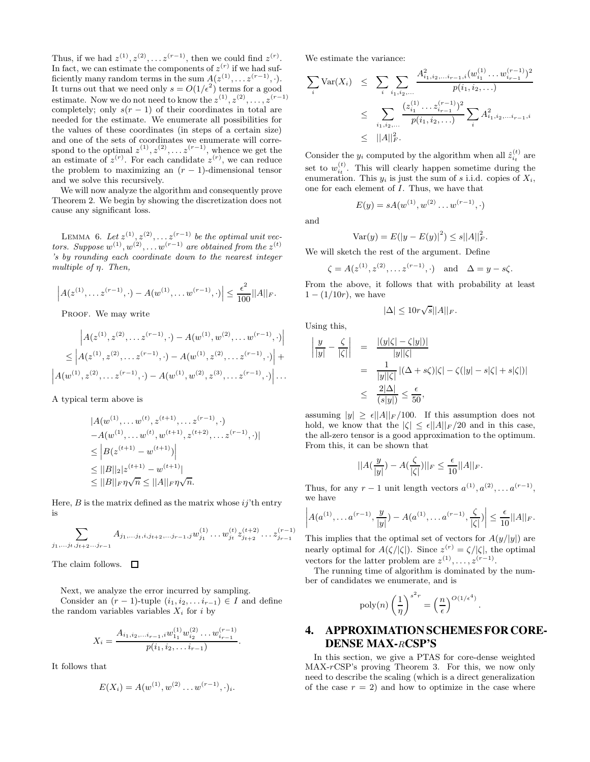Thus, if we had $z^{(1)}, z^{(2)}, \ldots z^{(r-1)}$, then we could find $z^{(r)}$. In fact, we can estimate the components of $z^{(r)}$ if we had sufficiently many random terms in the sum $A(z^{(1)}, \ldots z^{(r-1)}, \cdot)$. It turns out that we need only $s = O(1/\epsilon^2)$ terms for a good estimate. Now we do not need to know the $z^{(1)}, z^{(2)}, \ldots, z^{(r-1)}$ completely; only $s(r-1)$ of their coordinates in total are needed for the estimate. We enumerate all possibilities for the values of these coordinates (in steps of a certain size) and one of the sets of coordinates we enumerate will correspond to the optimal $z^{(1)}, z^{(2)}, \ldots z^{(r-1)}$, whence we get the an estimate of $z^{(r)}$. For each candidate $z^{(r)}$, we can reduce the problem to maximizing an $(r-1)$-dimensional tensor and we solve this recursively.

We will now analyze the algorithm and consequently prove Theorem 2. We begin by showing the discretization does not cause any significant loss.

Lemma 6. *Let $z^{(1)}, z^{(2)}, \ldots z^{(r-1)}$ be the optimal unit vectors. Suppose $w^{(1)}, w^{(2)}, \ldots w^{(r-1)}$ are obtained from the $z^{(t)}$ 's by rounding each coordinate down to the nearest integer multiple of $\eta$. Then,*

$$\left|A(z^{(1)}, \ldots z^{(r-1)}, \cdot) - A(w^{(1)}, \ldots w^{(r-1)}, \cdot)\right| \leq \frac{\epsilon^2}{100}||A||_F.$$

Proof. We may write

$$\left|A(z^{(1)}, z^{(2)}, \ldots z^{(r-1)}, \cdot) - A(w^{(1)}, w^{(2)}, \ldots w^{(r-1)}, \cdot)\right|$$
$$\leq \left|A(z^{(1)}, z^{(2)}, \ldots z^{(r-1)}, \cdot) - A(w^{(1)}, z^{(2)}, \ldots z^{(r-1)}, \cdot)\right| +$$
$$\left|A(w^{(1)}, z^{(2)}, \ldots z^{(r-1)}, \cdot) - A(w^{(1)}, w^{(2)}, z^{(3)}, \ldots z^{(r-1)}, \cdot)\right| \ldots$$

A typical term above is

$$\begin{aligned}
&|A(w^{(1)}, \ldots w^{(t)}, z^{(t+1)}, \ldots z^{(r-1)}, \cdot) \\
&- A(w^{(1)}, \ldots w^{(t)}, w^{(t+1)}, z^{(t+2)}, \ldots z^{(r-1)}, \cdot)| \\
&\leq \left|B(z^{(t+1)} - w^{(t+1)})\right| \\
&\leq ||B||_2 |z^{(t+1)} - w^{(t+1)}| \\
&\leq ||B||_F \eta \sqrt{n} \leq ||A||_F \eta \sqrt{n}.
\end{aligned}$$

Here, $B$ is the matrix defined as the matrix whose $ij$'th entry is

$$\sum_{j_1, \ldots j_t, j_{t+2} \ldots j_{r-1}} A_{j_1, \ldots j_t, i, j_{t+2}, \ldots j_{r-1}, j} w^{(1)}_{j_1} \ldots w^{(t)}_{j_t} z^{(t+2)}_{j_{t+2}} \ldots z^{(r-1)}_{j_{r-1}}$$

The claim follows. □

Next, we analyze the error incurred by sampling.

Consider an $(r-1)$-tuple $(i_1, i_2, \ldots i_{r-1}) \in I$ and define the random variables variables $X_i$ for $i$ by

$$X_i = \frac{A_{i_1, i_2, \ldots i_{r-1}, i} w^{(1)}_{1_1} w^{(2)}_{i_2} \ldots w^{(r-1)}_{i_{r-1}}}{p(i_1, i_2, \ldots i_{r-1})}.$$

It follows that

$$E(X_i) = A(w^{(1)}, w^{(2)} \ldots w^{(r-1)}, \cdot)_i.$$

We estimate the variance:

$$\begin{aligned}
\sum_i \mathrm{Var}(X_i) &\leq \sum_i \sum_{i_1, i_2, \ldots} \frac{A^2_{i_1, i_2, \ldots i_{r-1}, i}(w^{(1)}_{i_1} \ldots w^{(r-1)}_{i_{r-1}})^2}{p(i_1, i_2, \ldots)} \\
&\leq \sum_{i_1, i_2, \ldots} \frac{(z^{(1)}_{i_1} \ldots z^{(r-1)}_{i_{r-1}})^2}{p(i_1, i_2, \ldots)} \sum_i A^2_{i_1, i_2, \ldots i_{r-1}, i} \\
&\leq ||A||_F^2.
\end{aligned}$$

Consider the $y_i$ computed by the algorithm when all $\hat{z}^{(t)}_{i_t}$ are set to $w^{(t)}_{i_t}$. This will clearly happen sometime during the enumeration. This $y_i$ is just the sum of $s$ i.i.d. copies of $X_i$, one for each element of $I$. Thus, we have that

$$E(y) = sA(w^{(1)}, w^{(2)} \ldots w^{(r-1)}, \cdot)$$

and

$$\mathrm{Var}(y) = E(|y - E(y)|^2) \leq s||A||_F^2.$$

We will sketch the rest of the argument. Define

$$\zeta = A(z^{(1)}, z^{(2)}, \ldots z^{(r-1)}, \cdot) \quad \text{and} \quad \Delta = y - s\zeta.$$

From the above, it follows that with probability at least $1 - (1/10r)$, we have

$$|\Delta| \leq 10r\sqrt{s}||A||_F.$$

Using this,

$$\begin{aligned}
\left|\frac{y}{|y|} - \frac{\zeta}{|\zeta|}\right| &= \frac{|(y|\zeta| - \zeta|y|)|}{|y||\zeta|} \\
&= \frac{1}{|y||\zeta|}\left|(\Delta + s\zeta)|\zeta| - \zeta(|y| - s|\zeta| + s|\zeta|)\right| \\
&\leq \frac{2|\Delta|}{(s|y|)} \leq \frac{\epsilon}{50},
\end{aligned}$$

assuming $|y| \geq \epsilon||A||_F/100$. If this assumption does not hold, we know that the $|\zeta| \leq \epsilon||A||_F/20$ and in this case, the all-zero tensor is a good approximation to the optimum. From this, it can be shown that

$$||A(\frac{y}{|y|}) - A(\frac{\zeta}{|\zeta|})||_F \leq \frac{\epsilon}{10}||A||_F.$$

Thus, for any $r-1$ unit length vectors $a^{(1)}, a^{(2)}, \ldots a^{(r-1)}$, we have

$$\left|A(a^{(1)}, \ldots a^{(r-1)}, \frac{y}{|y|}) - A(a^{(1)}, \ldots a^{(r-1)}, \frac{\zeta}{|\zeta|})\right| \leq \frac{\epsilon}{10}||A||_F.$$

This implies that the optimal set of vectors for $A(y/|y|)$ are nearly optimal for $A(\zeta/|\zeta|)$. Since $z^{(r)} = \zeta/|\zeta|$, the optimal vectors for the latter problem are $z^{(1)}, \ldots, z^{(r-1)}$.

The running time of algorithm is dominated by the number of candidates we enumerate, and is

$$\mathrm{poly}(n)\left(\frac{1}{\eta}\right)^{s^2 r} = \left(\frac{n}{\epsilon}\right)^{O(1/\epsilon^4)}.$$

## 4. APPROXIMATION SCHEMES FOR CORE-DENSE MAX-rCSP'S

In this section, we give a PTAS for core-dense weighted MAX-$r$CSP's proving Theorem 3. For this, we now only need to describe the scaling (which is a direct generalization of the case $r = 2$) and how to optimize in the case where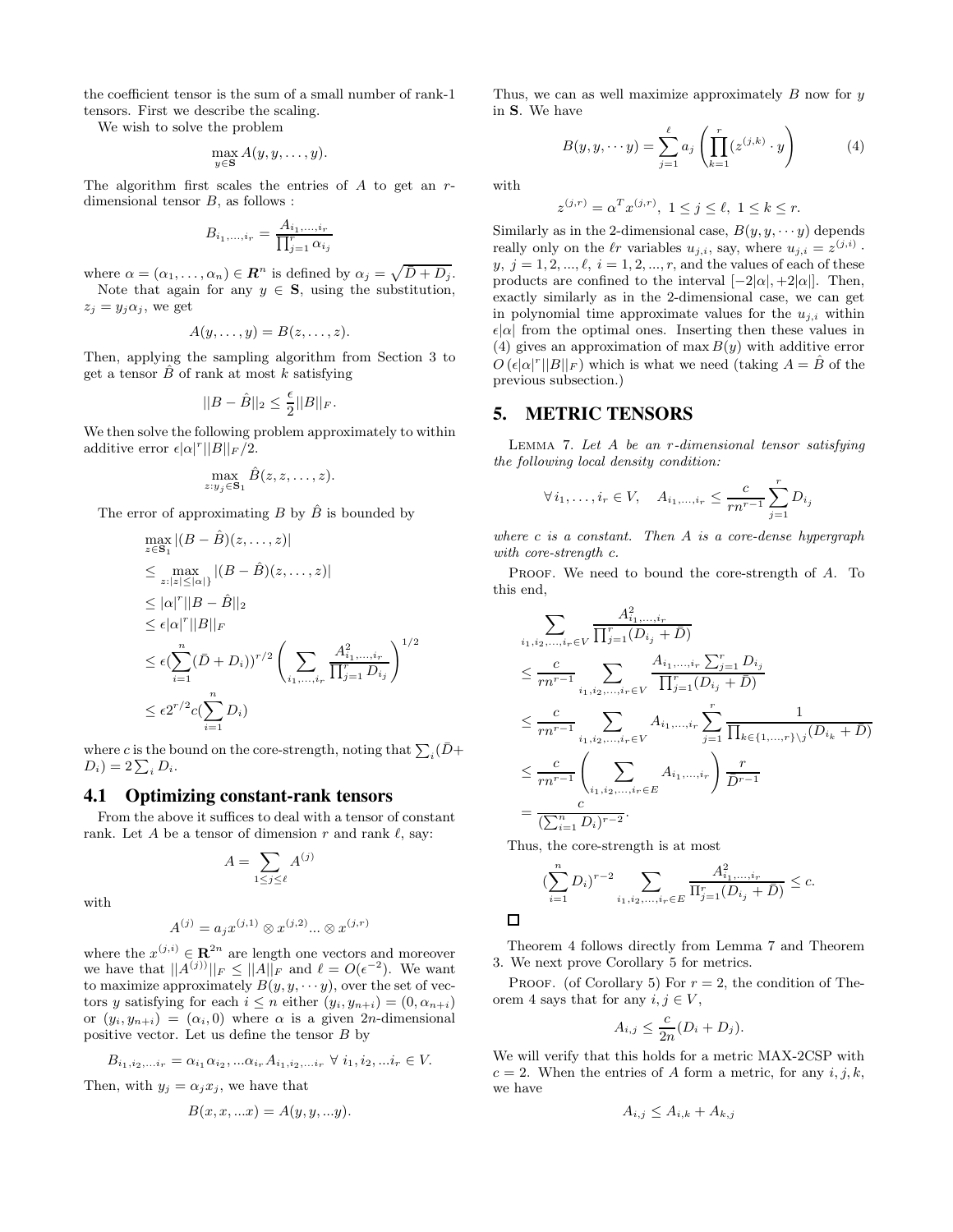the coefficient tensor is the sum of a small number of rank-1 tensors. First we describe the scaling.

We wish to solve the problem

$$\max_{y \in \mathbf{S}} A(y, y, \ldots, y).$$

The algorithm first scales the entries of $A$ to get an $r$-dimensional tensor $B$, as follows :

$$B_{i_1,\ldots,i_r} = \frac{A_{i_1,\ldots,i_r}}{\prod_{j=1}^{r} \alpha_{i_j}}$$

where $\alpha = (\alpha_1, \ldots, \alpha_n) \in \boldsymbol{R}^n$ is defined by $\alpha_j = \sqrt{\bar{D} + D_j}$.

Note that again for any $y \in \mathbf{S}$, using the substitution, $z_j = y_j \alpha_j$, we get

$$A(y, \ldots, y) = B(z, \ldots, z).$$

Then, applying the sampling algorithm from Section 3 to get a tensor $\hat{B}$ of rank at most $k$ satisfying

$$||B - \hat{B}||_2 \leq \frac{\epsilon}{2} ||B||_F.$$

We then solve the following problem approximately to within additive error $\epsilon|\alpha|^r ||B||_F/2$.

$$\max_{z: y_j \in \mathbf{S}_1} \hat{B}(z, z, \ldots, z).$$

The error of approximating $B$ by $\hat{B}$ is bounded by

$$\begin{aligned}
&\max_{z \in \mathbf{S}_1} |(B - \hat{B})(z, \ldots, z)| \\
&\leq \max_{z: |z| \leq |\alpha|\}} |(B - \hat{B})(z, \ldots, z)| \\
&\leq |\alpha|^r ||B - \hat{B}||_2 \\
&\leq \epsilon |\alpha|^r ||B||_F \\
&\leq \epsilon (\sum_{i=1}^{n} (\bar{D} + D_i))^{r/2} \left( \sum_{i_1,\ldots,i_r} \frac{A^2_{i_1,\ldots,i_r}}{\prod_{j=1}^{r} D_{i_j}} \right)^{1/2} \\
&\leq \epsilon 2^{r/2} c (\sum_{i=1}^{n} D_i)
\end{aligned}$$

where $c$ is the bound on the core-strength, noting that $\sum_i (\bar{D} + D_i) = 2 \sum_i D_i$.

### 4.1 Optimizing constant-rank tensors

From the above it suffices to deal with a tensor of constant rank. Let $A$ be a tensor of dimension $r$ and rank $\ell$, say:

$$A = \sum_{1 \leq j \leq \ell} A^{(j)}$$

with

$$A^{(j)} = a_j x^{(j,1)} \otimes x^{(j,2)} \ldots \otimes x^{(j,r)}$$

where the $x^{(j,i)} \in \mathbf{R}^{2n}$ are length one vectors and moreover we have that $||A^{(j)}||_F \leq ||A||_F$ and $\ell = O(\epsilon^{-2})$. We want to maximize approximately $B(y, y, \cdots y)$, over the set of vectors $y$ satisfying for each $i \leq n$ either $(y_i, y_{n+i}) = (0, \alpha_{n+i})$ or $(y_i, y_{n+i}) = (\alpha_i, 0)$ where $\alpha$ is a given $2n$-dimensional positive vector. Let us define the tensor $B$ by

$$B_{i_1,i_2,\ldots i_r} = \alpha_{i_1} \alpha_{i_2}, \ldots \alpha_{i_r} A_{i_1,i_2,\ldots i_r} \ \forall \ i_1, i_2, \ldots i_r \in V.$$

Then, with $y_j = \alpha_j x_j$, we have that

$$B(x, x, \ldots x) = A(y, y, \ldots y).$$

Thus, we can as well maximize approximately $B$ now for $y$ in $\mathbf{S}$. We have

$$B(y, y, \cdots y) = \sum_{j=1}^{\ell} a_j \left( \prod_{k=1}^{r} (z^{(j,k)} \cdot y) \right) \tag{4}$$

with

$$z^{(j,r)} = \alpha^T x^{(j,r)}, \ 1 \leq j \leq \ell, \ 1 \leq k \leq r.$$

Similarly as in the 2-dimensional case, $B(y, y, \cdots y)$ depends really only on the $\ell r$ variables $u_{j,i}$, say, where $u_{j,i} = z^{(j,i)} \cdot y$, $j = 1, 2, \ldots, \ell$, $i = 1, 2, \ldots, r$, and the values of each of these products are confined to the interval $[-2|\alpha|, +2|\alpha|]$. Then, exactly similarly as in the 2-dimensional case, we can get in polynomial time approximate values for the $u_{j,i}$ within $\epsilon|\alpha|$ from the optimal ones. Inserting then these values in (4) gives an approximation of $\max B(y)$ with additive error $O(\epsilon |\alpha|^r ||B||_F)$ which is what we need (taking $A = \hat{B}$ of the previous subsection.)

## 5. METRIC TENSORS

LEMMA 7. *Let $A$ be an $r$-dimensional tensor satisfying the following local density condition:*

$$\forall \, i_1, \ldots, i_r \in V, \quad A_{i_1,\ldots,i_r} \leq \frac{c}{rn^{r-1}} \sum_{j=1}^{r} D_{i_j}$$

*where $c$ is a constant. Then $A$ is a core-dense hypergraph with core-strength $c$.*

PROOF. We need to bound the core-strength of $A$. To this end,

$$\begin{aligned}
&\sum_{i_1,i_2,\ldots,i_r \in V} \frac{A^2_{i_1,\ldots,i_r}}{\prod_{j=1}^{r} (D_{i_j} + \bar{D})} \\
&\leq \frac{c}{rn^{r-1}} \sum_{i_1,i_2,\ldots,i_r \in V} \frac{A_{i_1,\ldots,i_r} \sum_{j=1}^{r} D_{i_j}}{\prod_{j=1}^{r} (D_{i_j} + \bar{D})} \\
&\leq \frac{c}{rn^{r-1}} \sum_{i_1,i_2,\ldots,i_r \in V} A_{i_1,\ldots,i_r} \sum_{j=1}^{r} \frac{1}{\prod_{k \in \{1,\ldots,r\} \setminus j} (D_{i_k} + \bar{D})} \\
&\leq \frac{c}{rn^{r-1}} \left( \sum_{i_1,i_2,\ldots,i_r \in E} A_{i_1,\ldots,i_r} \right) \frac{r}{\bar{D}^{r-1}} \\
&= \frac{c}{(\sum_{i=1}^{n} D_i)^{r-2}}.
\end{aligned}$$

Thus, the core-strength is at most

$$(\sum_{i=1}^{n} D_i)^{r-2} \sum_{i_1,i_2,\ldots,i_r \in E} \frac{A^2_{i_1,\ldots,i_r}}{\Pi_{j=1}^{r} (D_{i_j} + \bar{D})} \leq c.$$

□

Theorem 4 follows directly from Lemma 7 and Theorem 3. We next prove Corollary 5 for metrics.

PROOF. (of Corollary 5) For $r = 2$, the condition of Theorem 4 says that for any $i, j \in V$,

$$A_{i,j} \leq \frac{c}{2n} (D_i + D_j).$$

We will verify that this holds for a metric MAX-2CSP with $c = 2$. When the entries of $A$ form a metric, for any $i, j, k$, we have

$$A_{i,j} \leq A_{i,k} + A_{k,j}$$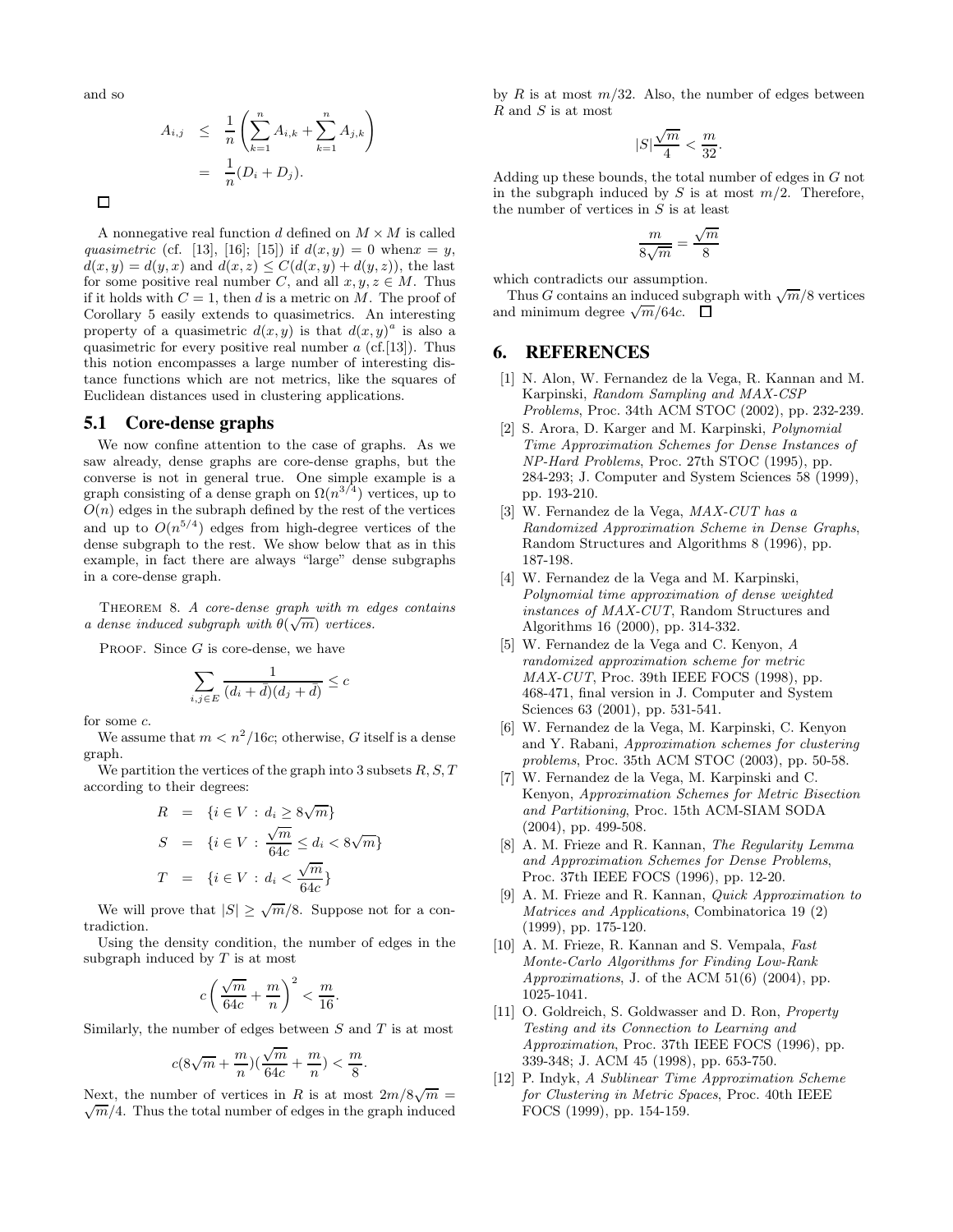and so

$$
\begin{aligned}
A_{i,j} &\leq \frac{1}{n}\left(\sum_{k=1}^{n} A_{i,k} + \sum_{k=1}^{n} A_{j,k}\right) \\
&= \frac{1}{n}(D_i + D_j).
\end{aligned}
$$

□

A nonnegative real function $d$ defined on $M \times M$ is called *quasimetric* (cf. [13], [16]; [15]) if $d(x, y) = 0$ when$x = y$, $d(x, y) = d(y, x)$ and $d(x, z) \leq C(d(x, y) + d(y, z))$, the last for some positive real number $C$, and all $x, y, z \in M$. Thus if it holds with $C = 1$, then $d$ is a metric on $M$. The proof of Corollary 5 easily extends to quasimetrics. An interesting property of a quasimetric $d(x, y)$ is that $d(x, y)^a$ is also a quasimetric for every positive real number $a$ (cf.[13]). Thus this notion encompasses a large number of interesting distance functions which are not metrics, like the squares of Euclidean distances used in clustering applications.

## 5.1 Core-dense graphs

We now confine attention to the case of graphs. As we saw already, dense graphs are core-dense graphs, but the converse is not in general true. One simple example is a graph consisting of a dense graph on $\Omega(n^{3/4})$ vertices, up to $O(n)$ edges in the subraph defined by the rest of the vertices and up to $O(n^{5/4})$ edges from high-degree vertices of the dense subgraph to the rest. We show below that as in this example, in fact there are always "large" dense subgraphs in a core-dense graph.

THEOREM 8. *A core-dense graph with $m$ edges contains a dense induced subgraph with $\theta(\sqrt{m})$ vertices.*

PROOF. Since $G$ is core-dense, we have

$$
\sum_{i,j \in E} \frac{1}{(d_i + \bar{d})(d_j + \bar{d})} \leq c
$$

for some $c$.

We assume that $m < n^2/16c$; otherwise, $G$ itself is a dense graph.

We partition the vertices of the graph into 3 subsets $R, S, T$ according to their degrees:

$$
\begin{aligned}
R &= \{i \in V \,:\, d_i \geq 8\sqrt{m}\} \\
S &= \{i \in V \,:\, \frac{\sqrt{m}}{64c} \leq d_i < 8\sqrt{m}\} \\
T &= \{i \in V \,:\, d_i < \frac{\sqrt{m}}{64c}\}
\end{aligned}
$$

We will prove that $|S| \geq \sqrt{m}/8$. Suppose not for a contradiction.

Using the density condition, the number of edges in the subgraph induced by $T$ is at most

$$
c\left(\frac{\sqrt{m}}{64c} + \frac{m}{n}\right)^2 < \frac{m}{16}.
$$

Similarly, the number of edges between $S$ and $T$ is at most

$$
c(8\sqrt{m} + \frac{m}{n})(\frac{\sqrt{m}}{64c} + \frac{m}{n}) < \frac{m}{8}.
$$

Next, the number of vertices in $R$ is at most $2m/8\sqrt{m} = \sqrt{m}/4$. Thus the total number of edges in the graph induced by $R$ is at most $m/32$. Also, the number of edges between $R$ and $S$ is at most

$$
|S|\frac{\sqrt{m}}{4} < \frac{m}{32}.
$$

Adding up these bounds, the total number of edges in $G$ not in the subgraph induced by $S$ is at most $m/2$. Therefore, the number of vertices in $S$ is at least

$$
\frac{m}{8\sqrt{m}} = \frac{\sqrt{m}}{8}
$$

which contradicts our assumption.

Thus $G$ contains an induced subgraph with $\sqrt{m}/8$ vertices and minimum degree $\sqrt{m}/64c$. □

# 6. REFERENCES

[1] N. Alon, W. Fernandez de la Vega, R. Kannan and M. Karpinski, *Random Sampling and MAX-CSP Problems*, Proc. 34th ACM STOC (2002), pp. 232-239.

[2] S. Arora, D. Karger and M. Karpinski, *Polynomial Time Approximation Schemes for Dense Instances of NP-Hard Problems*, Proc. 27th STOC (1995), pp. 284-293; J. Computer and System Sciences 58 (1999), pp. 193-210.

[3] W. Fernandez de la Vega, *MAX-CUT has a Randomized Approximation Scheme in Dense Graphs*, Random Structures and Algorithms 8 (1996), pp. 187-198.

[4] W. Fernandez de la Vega and M. Karpinski, *Polynomial time approximation of dense weighted instances of MAX-CUT*, Random Structures and Algorithms 16 (2000), pp. 314-332.

[5] W. Fernandez de la Vega and C. Kenyon, *A randomized approximation scheme for metric MAX-CUT*, Proc. 39th IEEE FOCS (1998), pp. 468-471, final version in J. Computer and System Sciences 63 (2001), pp. 531-541.

[6] W. Fernandez de la Vega, M. Karpinski, C. Kenyon and Y. Rabani, *Approximation schemes for clustering problems*, Proc. 35th ACM STOC (2003), pp. 50-58.

[7] W. Fernandez de la Vega, M. Karpinski and C. Kenyon, *Approximation Schemes for Metric Bisection and Partitioning*, Proc. 15th ACM-SIAM SODA (2004), pp. 499-508.

[8] A. M. Frieze and R. Kannan, *The Regularity Lemma and Approximation Schemes for Dense Problems*, Proc. 37th IEEE FOCS (1996), pp. 12-20.

[9] A. M. Frieze and R. Kannan, *Quick Approximation to Matrices and Applications*, Combinatorica 19 (2) (1999), pp. 175-120.

[10] A. M. Frieze, R. Kannan and S. Vempala, *Fast Monte-Carlo Algorithms for Finding Low-Rank Approximations*, J. of the ACM 51(6) (2004), pp. 1025-1041.

[11] O. Goldreich, S. Goldwasser and D. Ron, *Property Testing and its Connection to Learning and Approximation*, Proc. 37th IEEE FOCS (1996), pp. 339-348; J. ACM 45 (1998), pp. 653-750.

[12] P. Indyk, *A Sublinear Time Approximation Scheme for Clustering in Metric Spaces*, Proc. 40th IEEE FOCS (1999), pp. 154-159.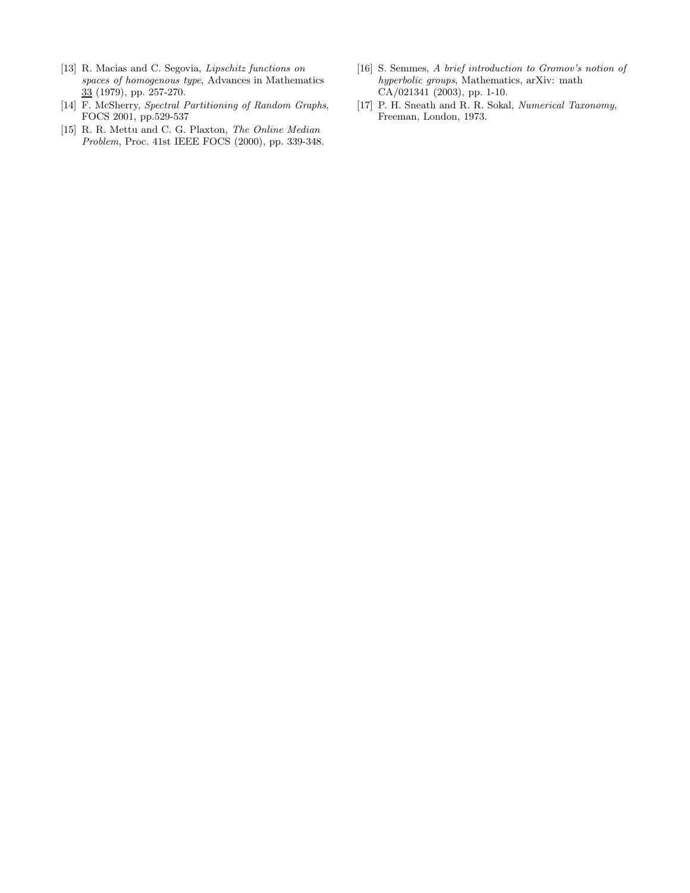[13] R. Macias and C. Segovia, *Lipschitz functions on spaces of homogenous type*, Advances in Mathematics 33 (1979), pp. 257-270.

[14] F. McSherry, *Spectral Partitioning of Random Graphs*, FOCS 2001, pp.529-537

[15] R. R. Mettu and C. G. Plaxton, *The Online Median Problem*, Proc. 41st IEEE FOCS (2000), pp. 339-348.

[16] S. Semmes, *A brief introduction to Gromov's notion of hyperbolic groups*, Mathematics, arXiv: math CA/021341 (2003), pp. 1-10.

[17] P. H. Sneath and R. R. Sokal, *Numerical Taxonomy*, Freeman, London, 1973.